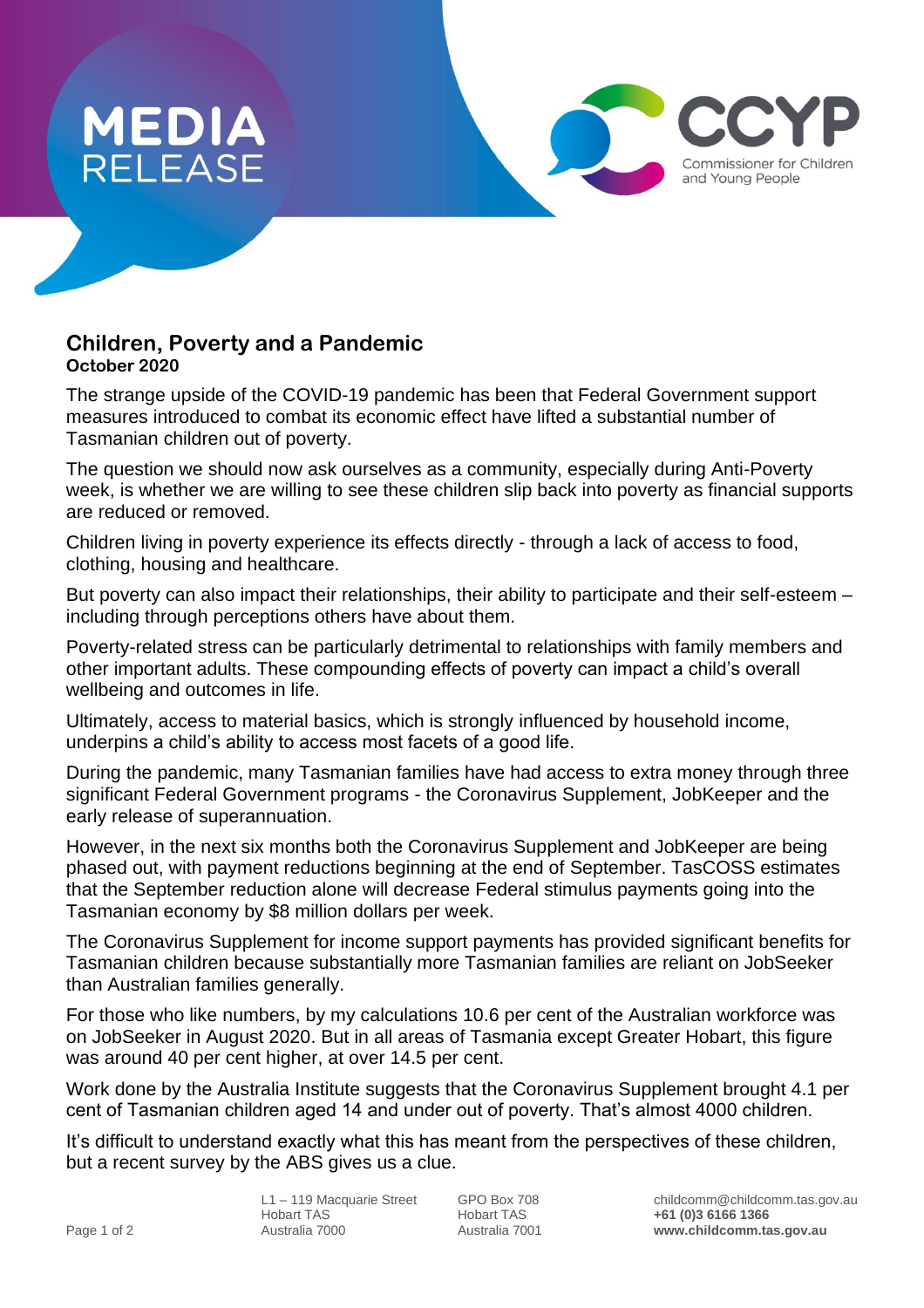# MEDIA RELEASE

**CCYP** Commissioner for Children and Young People

## Children, Poverty and a Pandemic

**October 2020**

The strange upside of the COVID-19 pandemic has been that Federal Government support measures introduced to combat its economic effect have lifted a substantial number of Tasmanian children out of poverty.

The question we should now ask ourselves as a community, especially during Anti-Poverty week, is whether we are willing to see these children slip back into poverty as financial supports are reduced or removed.

Children living in poverty experience its effects directly - through a lack of access to food, clothing, housing and healthcare.

But poverty can also impact their relationships, their ability to participate and their self-esteem – including through perceptions others have about them.

Poverty-related stress can be particularly detrimental to relationships with family members and other important adults. These compounding effects of poverty can impact a child's overall wellbeing and outcomes in life.

Ultimately, access to material basics, which is strongly influenced by household income, underpins a child's ability to access most facets of a good life.

During the pandemic, many Tasmanian families have had access to extra money through three significant Federal Government programs - the Coronavirus Supplement, JobKeeper and the early release of superannuation.

However, in the next six months both the Coronavirus Supplement and JobKeeper are being phased out, with payment reductions beginning at the end of September. TasCOSS estimates that the September reduction alone will decrease Federal stimulus payments going into the Tasmanian economy by $8 million dollars per week.

The Coronavirus Supplement for income support payments has provided significant benefits for Tasmanian children because substantially more Tasmanian families are reliant on JobSeeker than Australian families generally.

For those who like numbers, by my calculations 10.6 per cent of the Australian workforce was on JobSeeker in August 2020. But in all areas of Tasmania except Greater Hobart, this figure was around 40 per cent higher, at over 14.5 per cent.

Work done by the Australia Institute suggests that the Coronavirus Supplement brought 4.1 per cent of Tasmanian children aged 14 and under out of poverty. That's almost 4000 children.

It's difficult to understand exactly what this has meant from the perspectives of these children, but a recent survey by the ABS gives us a clue.

L1 – 119 Macquarie Street
Hobart TAS
Australia 7000

GPO Box 708
Hobart TAS
Australia 7001

childcomm@childcomm.tas.gov.au
**+61 (0)3 6166 1366**
**www.childcomm.tas.gov.au**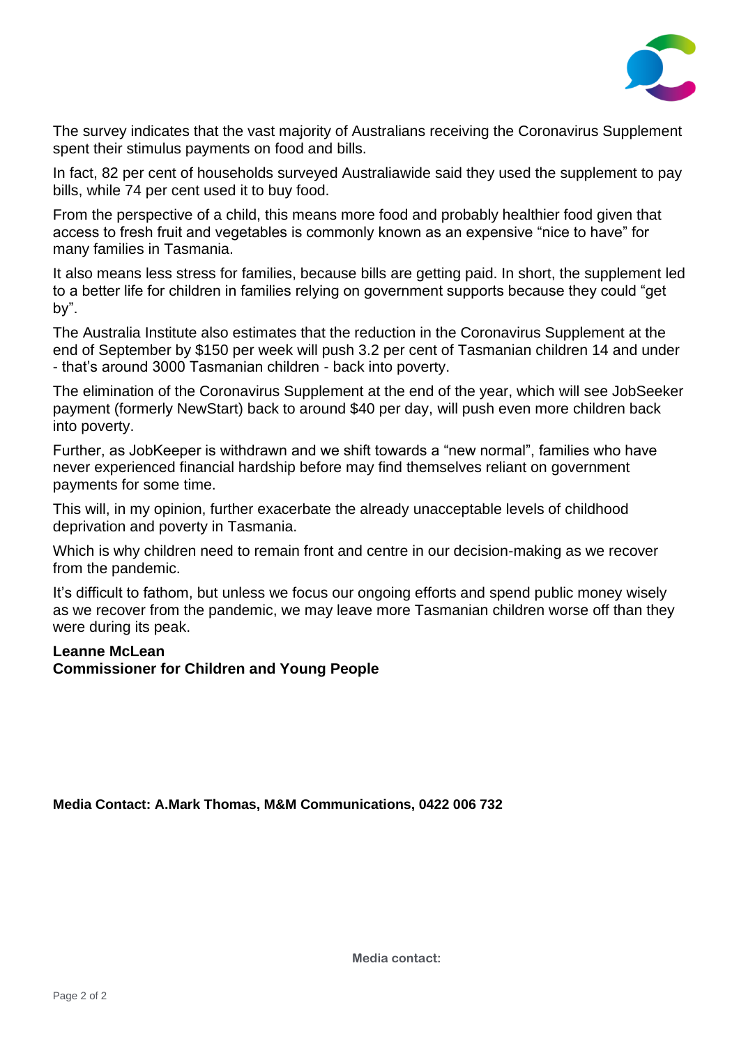The survey indicates that the vast majority of Australians receiving the Coronavirus Supplement spent their stimulus payments on food and bills.

In fact, 82 per cent of households surveyed Australiawide said they used the supplement to pay bills, while 74 per cent used it to buy food.

From the perspective of a child, this means more food and probably healthier food given that access to fresh fruit and vegetables is commonly known as an expensive “nice to have” for many families in Tasmania.

It also means less stress for families, because bills are getting paid. In short, the supplement led to a better life for children in families relying on government supports because they could “get by”.

The Australia Institute also estimates that the reduction in the Coronavirus Supplement at the end of September by $150 per week will push 3.2 per cent of Tasmanian children 14 and under - that’s around 3000 Tasmanian children - back into poverty.

The elimination of the Coronavirus Supplement at the end of the year, which will see JobSeeker payment (formerly NewStart) back to around $40 per day, will push even more children back into poverty.

Further, as JobKeeper is withdrawn and we shift towards a “new normal”, families who have never experienced financial hardship before may find themselves reliant on government payments for some time.

This will, in my opinion, further exacerbate the already unacceptable levels of childhood deprivation and poverty in Tasmania.

Which is why children need to remain front and centre in our decision-making as we recover from the pandemic.

It’s difficult to fathom, but unless we focus our ongoing efforts and spend public money wisely as we recover from the pandemic, we may leave more Tasmanian children worse off than they were during its peak.

**Leanne McLean**
**Commissioner for Children and Young People**

**Media Contact: A.Mark Thomas, M&M Communications, 0422 006 732**

**Media contact:**